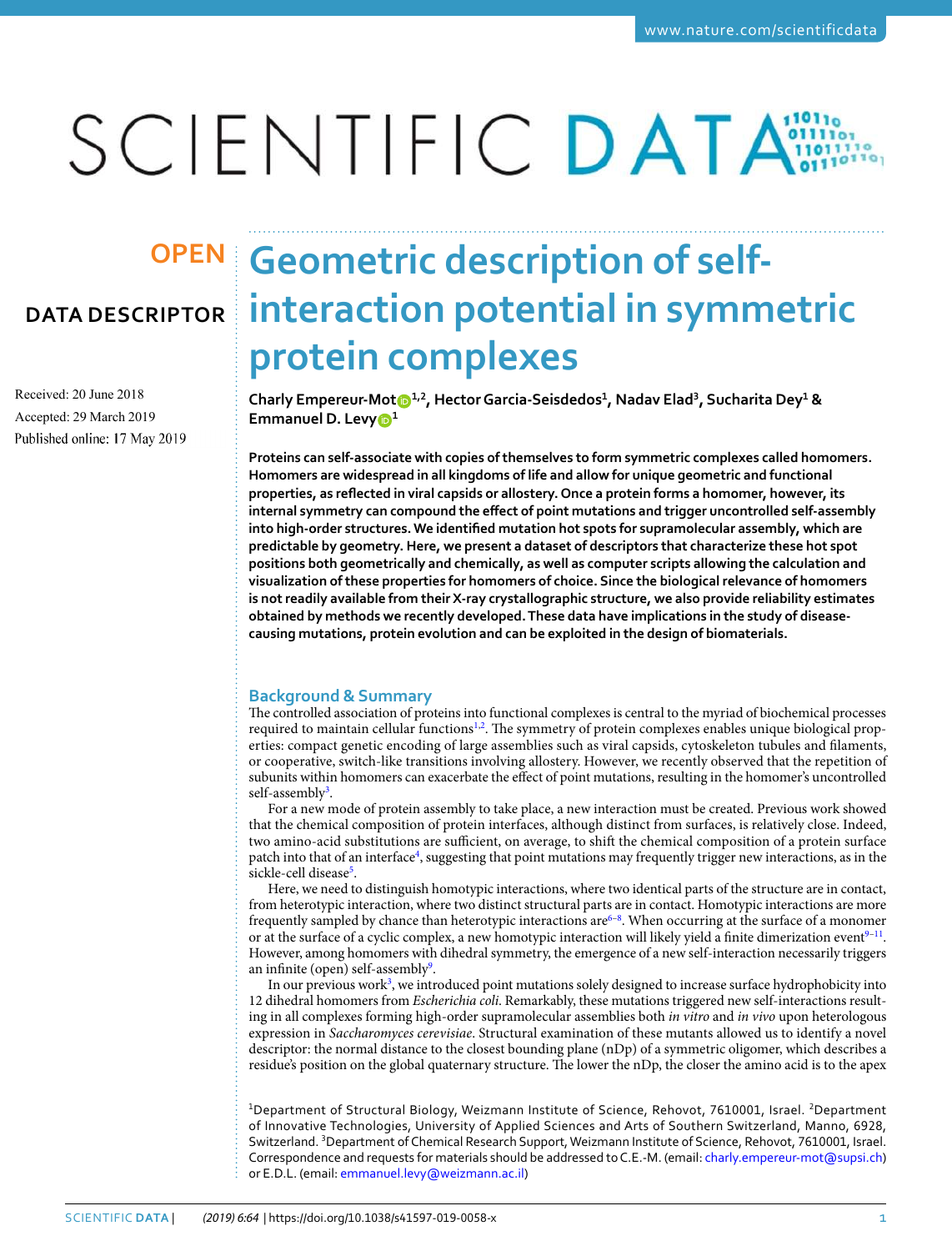OPEN

DATA DESCRIPTOR

# Geometric description of self-interaction potential in symmetric protein complexes

Received: 20 June 2018

Accepted: 29 March 2019

Published online: 17 May 2019

**Charly Empereur-Mot[1,2], Hector Garcia-Seisdedos[1], Nadav Elad[3], Sucharita Dey[1] & Emmanuel D. Levy[1]**

**Proteins can self-associate with copies of themselves to form symmetric complexes called homomers. Homomers are widespread in all kingdoms of life and allow for unique geometric and functional properties, as reflected in viral capsids or allostery. Once a protein forms a homomer, however, its internal symmetry can compound the effect of point mutations and trigger uncontrolled self-assembly into high-order structures. We identified mutation hot spots for supramolecular assembly, which are predictable by geometry. Here, we present a dataset of descriptors that characterize these hot spot positions both geometrically and chemically, as well as computer scripts allowing the calculation and visualization of these properties for homomers of choice. Since the biological relevance of homomers is not readily available from their X-ray crystallographic structure, we also provide reliability estimates obtained by methods we recently developed. These data have implications in the study of disease-causing mutations, protein evolution and can be exploited in the design of biomaterials.**

## Background & Summary

The controlled association of proteins into functional complexes is central to the myriad of biochemical processes required to maintain cellular functions[1,2]. The symmetry of protein complexes enables unique biological properties: compact genetic encoding of large assemblies such as viral capsids, cytoskeleton tubules and filaments, or cooperative, switch-like transitions involving allostery. However, we recently observed that the repetition of subunits within homomers can exacerbate the effect of point mutations, resulting in the homomer's uncontrolled self-assembly[3].

For a new mode of protein assembly to take place, a new interaction must be created. Previous work showed that the chemical composition of protein interfaces, although distinct from surfaces, is relatively close. Indeed, two amino-acid substitutions are sufficient, on average, to shift the chemical composition of a protein surface patch into that of an interface[4], suggesting that point mutations may frequently trigger new interactions, as in the sickle-cell disease[5].

Here, we need to distinguish homotypic interactions, where two identical parts of the structure are in contact, from heterotypic interaction, where two distinct structural parts are in contact. Homotypic interactions are more frequently sampled by chance than heterotypic interactions are[6–8]. When occurring at the surface of a monomer or at the surface of a cyclic complex, a new homotypic interaction will likely yield a finite dimerization event[9–11]. However, among homomers with dihedral symmetry, the emergence of a new self-interaction necessarily triggers an infinite (open) self-assembly[9].

In our previous work[3], we introduced point mutations solely designed to increase surface hydrophobicity into 12 dihedral homomers from *Escherichia coli*. Remarkably, these mutations triggered new self-interactions resulting in all complexes forming high-order supramolecular assemblies both *in vitro* and *in vivo* upon heterologous expression in *Saccharomyces cerevisiae*. Structural examination of these mutants allowed us to identify a novel descriptor: the normal distance to the closest bounding plane (nDp) of a symmetric oligomer, which describes a residue's position on the global quaternary structure. The lower the nDp, the closer the amino acid is to the apex

[1]Department of Structural Biology, Weizmann Institute of Science, Rehovot, 7610001, Israel. [2]Department of Innovative Technologies, University of Applied Sciences and Arts of Southern Switzerland, Manno, 6928, Switzerland. [3]Department of Chemical Research Support, Weizmann Institute of Science, Rehovot, 7610001, Israel. Correspondence and requests for materials should be addressed to C.E.-M. (email: charly.empereur-mot@supsi.ch) or E.D.L. (email: emmanuel.levy@weizmann.ac.il)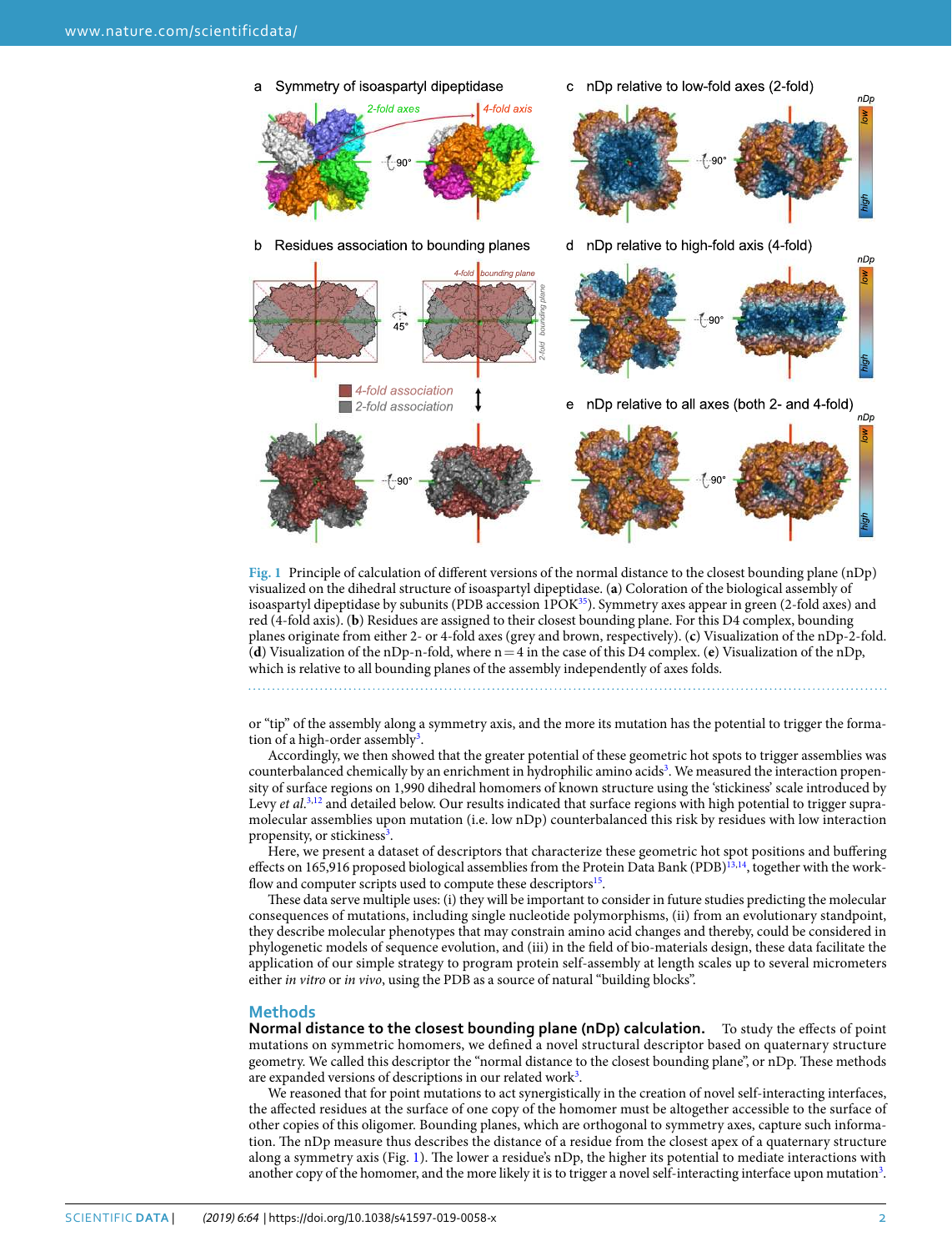Fig. 1 Principle of calculation of different versions of the normal distance to the closest bounding plane (nDp) visualized on the dihedral structure of isoaspartyl dipeptidase. (**a**) Coloration of the biological assembly of isoaspartyl dipeptidase by subunits (PDB accession 1POK[35]). Symmetry axes appear in green (2-fold axes) and red (4-fold axis). (**b**) Residues are assigned to their closest bounding plane. For this D4 complex, bounding planes originate from either 2- or 4-fold axes (grey and brown, respectively). (**c**) Visualization of the nDp-2-fold. (**d**) Visualization of the nDp-n-fold, where n = 4 in the case of this D4 complex. (**e**) Visualization of the nDp, which is relative to all bounding planes of the assembly independently of axes folds.

or "tip" of the assembly along a symmetry axis, and the more its mutation has the potential to trigger the formation of a high-order assembly[3].

Accordingly, we then showed that the greater potential of these geometric hot spots to trigger assemblies was counterbalanced chemically by an enrichment in hydrophilic amino acids[3]. We measured the interaction propensity of surface regions on 1,990 dihedral homomers of known structure using the 'stickiness' scale introduced by Levy *et al.*[3,12] and detailed below. Our results indicated that surface regions with high potential to trigger supramolecular assemblies upon mutation (i.e. low nDp) counterbalanced this risk by residues with low interaction propensity, or stickiness[3].

Here, we present a dataset of descriptors that characterize these geometric hot spot positions and buffering effects on 165,916 proposed biological assemblies from the Protein Data Bank (PDB)[13,14], together with the workflow and computer scripts used to compute these descriptors[15].

These data serve multiple uses: (i) they will be important to consider in future studies predicting the molecular consequences of mutations, including single nucleotide polymorphisms, (ii) from an evolutionary standpoint, they describe molecular phenotypes that may constrain amino acid changes and thereby, could be considered in phylogenetic models of sequence evolution, and (iii) in the field of bio-materials design, these data facilitate the application of our simple strategy to program protein self-assembly at length scales up to several micrometers either *in vitro* or *in vivo*, using the PDB as a source of natural "building blocks".

## Methods

**Normal distance to the closest bounding plane (nDp) calculation.** To study the effects of point mutations on symmetric homomers, we defined a novel structural descriptor based on quaternary structure geometry. We called this descriptor the "normal distance to the closest bounding plane", or nDp. These methods are expanded versions of descriptions in our related work[3].

We reasoned that for point mutations to act synergistically in the creation of novel self-interacting interfaces, the affected residues at the surface of one copy of the homomer must be altogether accessible to the surface of other copies of this oligomer. Bounding planes, which are orthogonal to symmetry axes, capture such information. The nDp measure thus describes the distance of a residue from the closest apex of a quaternary structure along a symmetry axis (Fig. 1). The lower a residue's nDp, the higher its potential to mediate interactions with another copy of the homomer, and the more likely it is to trigger a novel self-interacting interface upon mutation[3].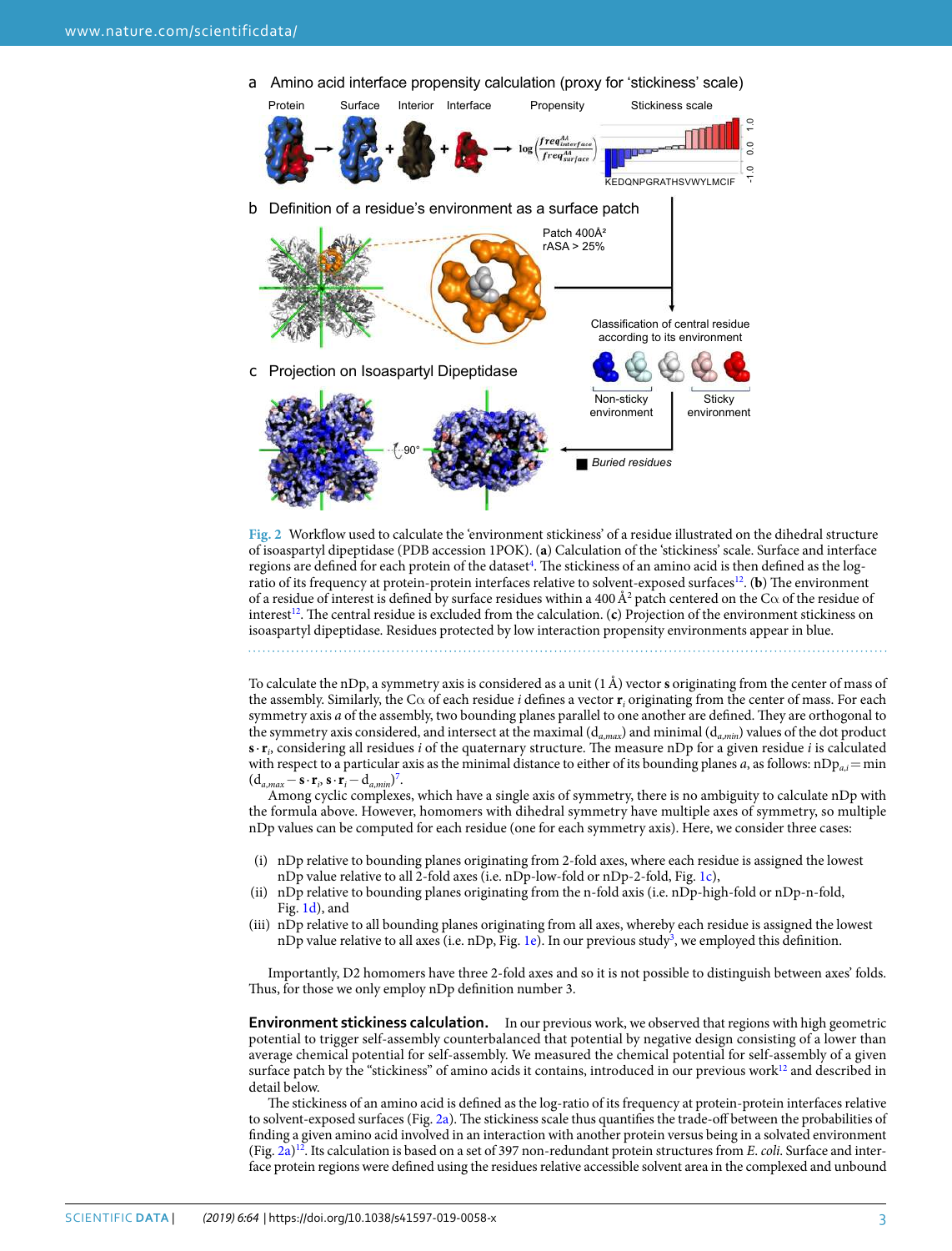**Fig. 2** Workflow used to calculate the 'environment stickiness' of a residue illustrated on the dihedral structure of isoaspartyl dipeptidase (PDB accession 1POK). (**a**) Calculation of the 'stickiness' scale. Surface and interface regions are defined for each protein of the dataset[4]. The stickiness of an amino acid is then defined as the log-ratio of its frequency at protein-protein interfaces relative to solvent-exposed surfaces[12]. (**b**) The environment of a residue of interest is defined by surface residues within a 400 Å$^2$ patch centered on the Cα of the residue of interest[12]. The central residue is excluded from the calculation. (**c**) Projection of the environment stickiness on isoaspartyl dipeptidase. Residues protected by low interaction propensity environments appear in blue.

To calculate the nDp, a symmetry axis is considered as a unit (1 Å) vector $\mathbf{s}$ originating from the center of mass of the assembly. Similarly, the Cα of each residue $i$ defines a vector $\mathbf{r}_i$ originating from the center of mass. For each symmetry axis $a$ of the assembly, two bounding planes parallel to one another are defined. They are orthogonal to the symmetry axis considered, and intersect at the maximal ($d_{a,max}$) and minimal ($d_{a,min}$) values of the dot product $\mathbf{s} \cdot \mathbf{r}_i$, considering all residues $i$ of the quaternary structure. The measure nDp for a given residue $i$ is calculated with respect to a particular axis as the minimal distance to either of its bounding planes $a$, as follows: $nDp_{a,i} = \min(d_{a,max} - \mathbf{s} \cdot \mathbf{r}_i, \mathbf{s} \cdot \mathbf{r}_i - d_{a,min})$[7].

Among cyclic complexes, which have a single axis of symmetry, there is no ambiguity to calculate nDp with the formula above. However, homomers with dihedral symmetry have multiple axes of symmetry, so multiple nDp values can be computed for each residue (one for each symmetry axis). Here, we consider three cases:

(i) nDp relative to bounding planes originating from 2-fold axes, where each residue is assigned the lowest nDp value relative to all 2-fold axes (i.e. nDp-low-fold or nDp-2-fold, Fig. 1c),
(ii) nDp relative to bounding planes originating from the n-fold axis (i.e. nDp-high-fold or nDp-n-fold, Fig. 1d), and
(iii) nDp relative to all bounding planes originating from all axes, whereby each residue is assigned the lowest nDp value relative to all axes (i.e. nDp, Fig. 1e). In our previous study[3], we employed this definition.

Importantly, D2 homomers have three 2-fold axes and so it is not possible to distinguish between axes' folds. Thus, for those we only employ nDp definition number 3.

**Environment stickiness calculation.** In our previous work, we observed that regions with high geometric potential to trigger self-assembly counterbalanced that potential by negative design consisting of a lower than average chemical potential for self-assembly. We measured the chemical potential for self-assembly of a given surface patch by the "stickiness" of amino acids it contains, introduced in our previous work[12] and described in detail below.

The stickiness of an amino acid is defined as the log-ratio of its frequency at protein-protein interfaces relative to solvent-exposed surfaces (Fig. 2a). The stickiness scale thus quantifies the trade-off between the probabilities of finding a given amino acid involved in an interaction with another protein versus being in a solvated environment (Fig. 2a)[12]. Its calculation is based on a set of 397 non-redundant protein structures from *E. coli*. Surface and interface protein regions were defined using the residues relative accessible solvent area in the complexed and unbound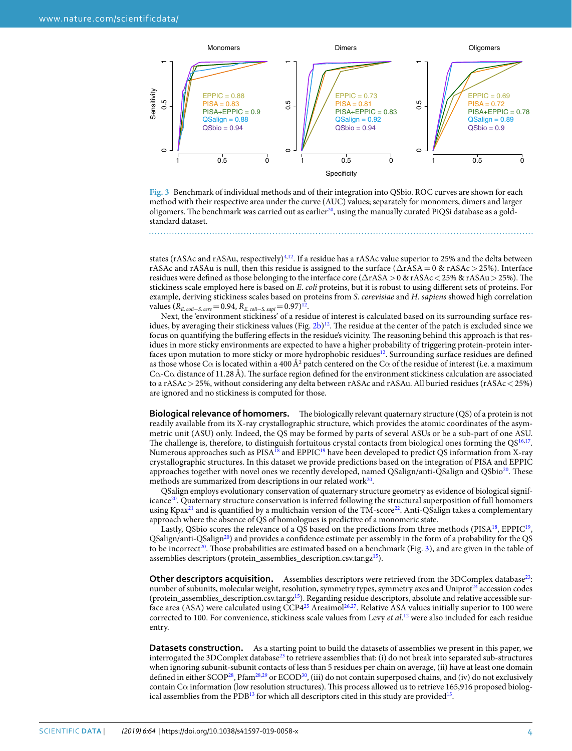Fig. 3 Benchmark of individual methods and of their integration into QSbio. ROC curves are shown for each method with their respective area under the curve (AUC) values; separately for monomers, dimers and larger oligomers. The benchmark was carried out as earlier[20], using the manually curated PiQSi database as a gold-standard dataset.

states (rASAc and rASAu, respectively)[4,12]. If a residue has a rASAc value superior to 25% and the delta between rASAc and rASAu is null, then this residue is assigned to the surface (ΔrASA = 0 & rASAc > 25%). Interface residues were defined as those belonging to the interface core (ΔrASA > 0 & rASAc < 25% & rASAu > 25%). The stickiness scale employed here is based on *E. coli* proteins, but it is robust to using different sets of proteins. For example, deriving stickiness scales based on proteins from *S. cerevisiae* and *H. sapiens* showed high correlation values ($R_{E.\,coli-S.\,cere} = 0.94$, $R_{E.\,coli-S.\,sapi} = 0.97$)[12].

Next, the 'environment stickiness' of a residue of interest is calculated based on its surrounding surface residues, by averaging their stickiness values (Fig. 2b)[12]. The residue at the center of the patch is excluded since we focus on quantifying the buffering effects in the residue's vicinity. The reasoning behind this approach is that residues in more sticky environments are expected to have a higher probability of triggering protein-protein interfaces upon mutation to more sticky or more hydrophobic residues[12]. Surrounding surface residues are defined as those whose Cα is located within a 400 $Å^2$ patch centered on the Cα of the residue of interest (i.e. a maximum Cα-Cα distance of 11.28 Å). The surface region defined for the environment stickiness calculation are associated to a rASAc > 25%, without considering any delta between rASAc and rASAu. All buried residues (rASAc < 25%) are ignored and no stickiness is computed for those.

**Biological relevance of homomers.** The biologically relevant quaternary structure (QS) of a protein is not readily available from its X-ray crystallographic structure, which provides the atomic coordinates of the asymmetric unit (ASU) only. Indeed, the QS may be formed by parts of several ASUs or be a sub-part of one ASU. The challenge is, therefore, to distinguish fortuitous crystal contacts from biological ones forming the QS[16,17]. Numerous approaches such as PISA[18] and EPPIC[19] have been developed to predict QS information from X-ray crystallographic structures. In this dataset we provide predictions based on the integration of PISA and EPPIC approaches together with novel ones we recently developed, named QSalign/anti-QSalign and QSbio[20]. These methods are summarized from descriptions in our related work[20].

QSalign employs evolutionary conservation of quaternary structure geometry as evidence of biological significance[20]. Quaternary structure conservation is inferred following the structural superposition of full homomers using Kpax[21] and is quantified by a multichain version of the TM-score[22]. Anti-QSalign takes a complementary approach where the absence of QS of homologues is predictive of a monomeric state.

Lastly, QSbio scores the relevance of a QS based on the predictions from three methods (PISA[18], EPPIC[19], QSalign/anti-QSalign[20]) and provides a confidence estimate per assembly in the form of a probability for the QS to be incorrect[20]. Those probabilities are estimated based on a benchmark (Fig. 3), and are given in the table of assemblies descriptors (protein_assemblies_description.csv.tar.gz[15]).

**Other descriptors acquisition.** Assemblies descriptors were retrieved from the 3DComplex database[23]: number of subunits, molecular weight, resolution, symmetry types, symmetry axes and Uniprot[24] accession codes (protein_assemblies_description.csv.tar.gz[15]). Regarding residue descriptors, absolute and relative accessible surface area (ASA) were calculated using CCP4[25] Areaimol[26,27]. Relative ASA values initially superior to 100 were corrected to 100. For convenience, stickiness scale values from Levy *et al.*[12] were also included for each residue entry.

**Datasets construction.** As a starting point to build the datasets of assemblies we present in this paper, we interrogated the 3DComplex database[23] to retrieve assemblies that: (i) do not break into separated sub-structures when ignoring subunit-subunit contacts of less than 5 residues per chain on average, (ii) have at least one domain defined in either SCOP[28], Pfam[28,29] or ECOD[30], (iii) do not contain superposed chains, and (iv) do not exclusively contain Cα information (low resolution structures). This process allowed us to retrieve 165,916 proposed biological assemblies from the PDB[13] for which all descriptors cited in this study are provided[15].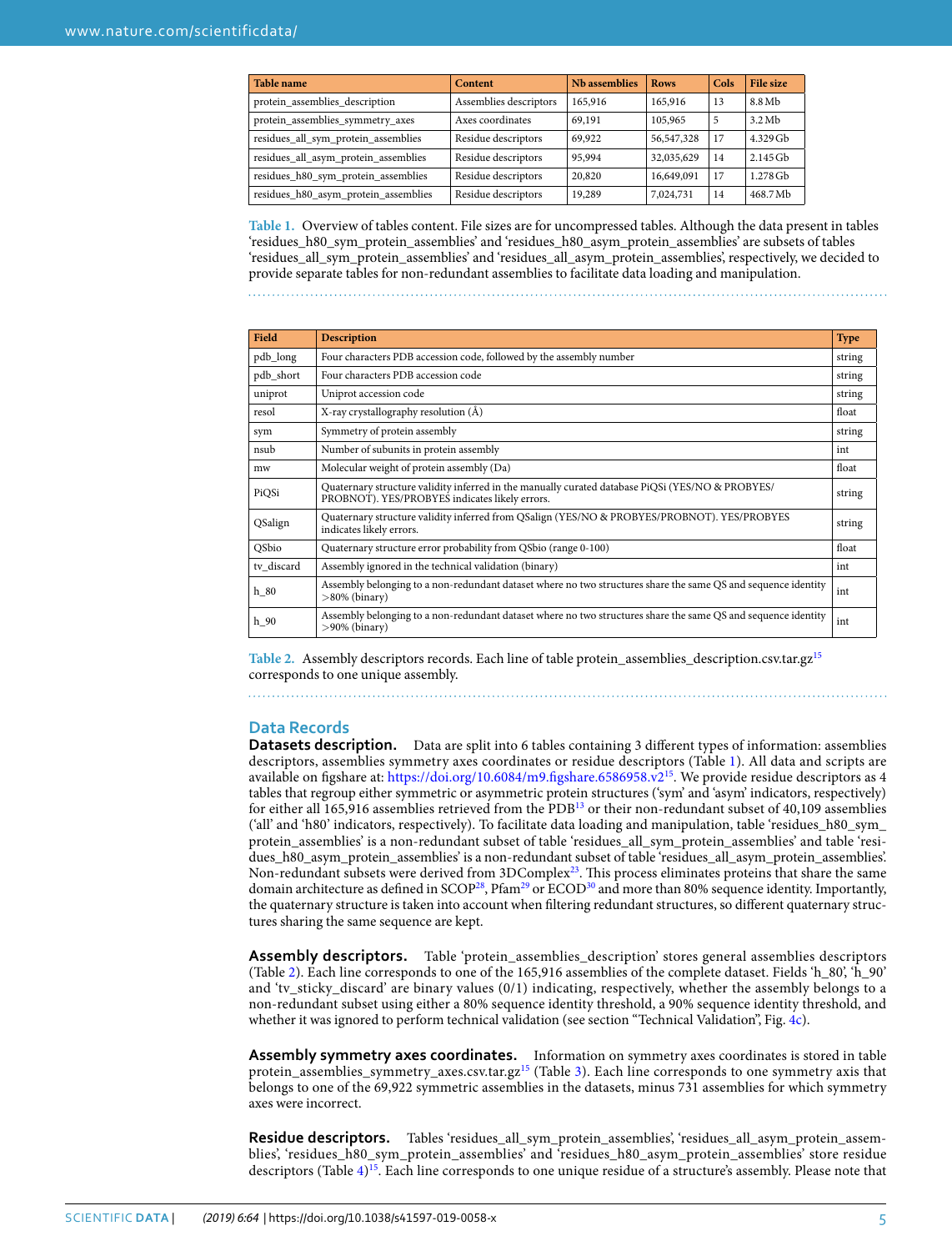| Table name | Content | Nb assemblies | Rows | Cols | File size |
|---|---|---|---|---|---|
| protein_assemblies_description | Assemblies descriptors | 165,916 | 165,916 | 13 | 8.8 Mb |
| protein_assemblies_symmetry_axes | Axes coordinates | 69,191 | 105,965 | 5 | 3.2 Mb |
| residues_all_sym_protein_assemblies | Residue descriptors | 69,922 | 56,547,328 | 17 | 4.329 Gb |
| residues_all_asym_protein_assemblies | Residue descriptors | 95,994 | 32,035,629 | 14 | 2.145 Gb |
| residues_h80_sym_protein_assemblies | Residue descriptors | 20,820 | 16,649,091 | 17 | 1.278 Gb |
| residues_h80_asym_protein_assemblies | Residue descriptors | 19,289 | 7,024,731 | 14 | 468.7 Mb |

**Table 1.** Overview of tables content. File sizes are for uncompressed tables. Although the data present in tables 'residues_h80_sym_protein_assemblies' and 'residues_h80_asym_protein_assemblies' are subsets of tables 'residues_all_sym_protein_assemblies' and 'residues_all_asym_protein_assemblies', respectively, we decided to provide separate tables for non-redundant assemblies to facilitate data loading and manipulation.

| Field | Description | Type |
|---|---|---|
| pdb_long | Four characters PDB accession code, followed by the assembly number | string |
| pdb_short | Four characters PDB accession code | string |
| uniprot | Uniprot accession code | string |
| resol | X-ray crystallography resolution (Å) | float |
| sym | Symmetry of protein assembly | string |
| nsub | Number of subunits in protein assembly | int |
| mw | Molecular weight of protein assembly (Da) | float |
| PiQSi | Quaternary structure validity inferred in the manually curated database PiQSi (YES/NO & PROBYES/PROBNOT). YES/PROBYES indicates likely errors. | string |
| QSalign | Quaternary structure validity inferred from QSalign (YES/NO & PROBYES/PROBNOT). YES/PROBYES indicates likely errors. | string |
| QSbio | Quaternary structure error probability from QSbio (range 0-100) | float |
| tv_discard | Assembly ignored in the technical validation (binary) | int |
| h_80 | Assembly belonging to a non-redundant dataset where no two structures share the same QS and sequence identity >80% (binary) | int |
| h_90 | Assembly belonging to a non-redundant dataset where no two structures share the same QS and sequence identity >90% (binary) | int |

**Table 2.** Assembly descriptors records. Each line of table protein_assemblies_description.csv.tar.gz[15] corresponds to one unique assembly.

## Data Records

**Datasets description.** Data are split into 6 tables containing 3 different types of information: assemblies descriptors, assemblies symmetry axes coordinates or residue descriptors (Table 1). All data and scripts are available on figshare at: https://doi.org/10.6084/m9.figshare.6586958.v2[15]. We provide residue descriptors as 4 tables that regroup either symmetric or asymmetric protein structures ('sym' and 'asym' indicators, respectively) for either all 165,916 assemblies retrieved from the PDB[13] or their non-redundant subset of 40,109 assemblies ('all' and 'h80' indicators, respectively). To facilitate data loading and manipulation, table 'residues_h80_sym_protein_assemblies' is a non-redundant subset of table 'residues_all_sym_protein_assemblies' and table 'residues_h80_asym_protein_assemblies' is a non-redundant subset of table 'residues_all_asym_protein_assemblies'. Non-redundant subsets were derived from 3DComplex[23]. This process eliminates proteins that share the same domain architecture as defined in SCOP[28], Pfam[29] or ECOD[30] and more than 80% sequence identity. Importantly, the quaternary structure is taken into account when filtering redundant structures, so different quaternary structures sharing the same sequence are kept.

**Assembly descriptors.** Table 'protein_assemblies_description' stores general assemblies descriptors (Table 2). Each line corresponds to one of the 165,916 assemblies of the complete dataset. Fields 'h_80', 'h_90' and 'tv_sticky_discard' are binary values (0/1) indicating, respectively, whether the assembly belongs to a non-redundant subset using either a 80% sequence identity threshold, a 90% sequence identity threshold, and whether it was ignored to perform technical validation (see section "Technical Validation", Fig. 4c).

**Assembly symmetry axes coordinates.** Information on symmetry axes coordinates is stored in table protein_assemblies_symmetry_axes.csv.tar.gz[15] (Table 3). Each line corresponds to one symmetry axis that belongs to one of the 69,922 symmetric assemblies in the datasets, minus 731 assemblies for which symmetry axes were incorrect.

**Residue descriptors.** Tables 'residues_all_sym_protein_assemblies', 'residues_all_asym_protein_assemblies', 'residues_h80_sym_protein_assemblies' and 'residues_h80_asym_protein_assemblies' store residue descriptors (Table 4)[15]. Each line corresponds to one unique residue of a structure's assembly. Please note that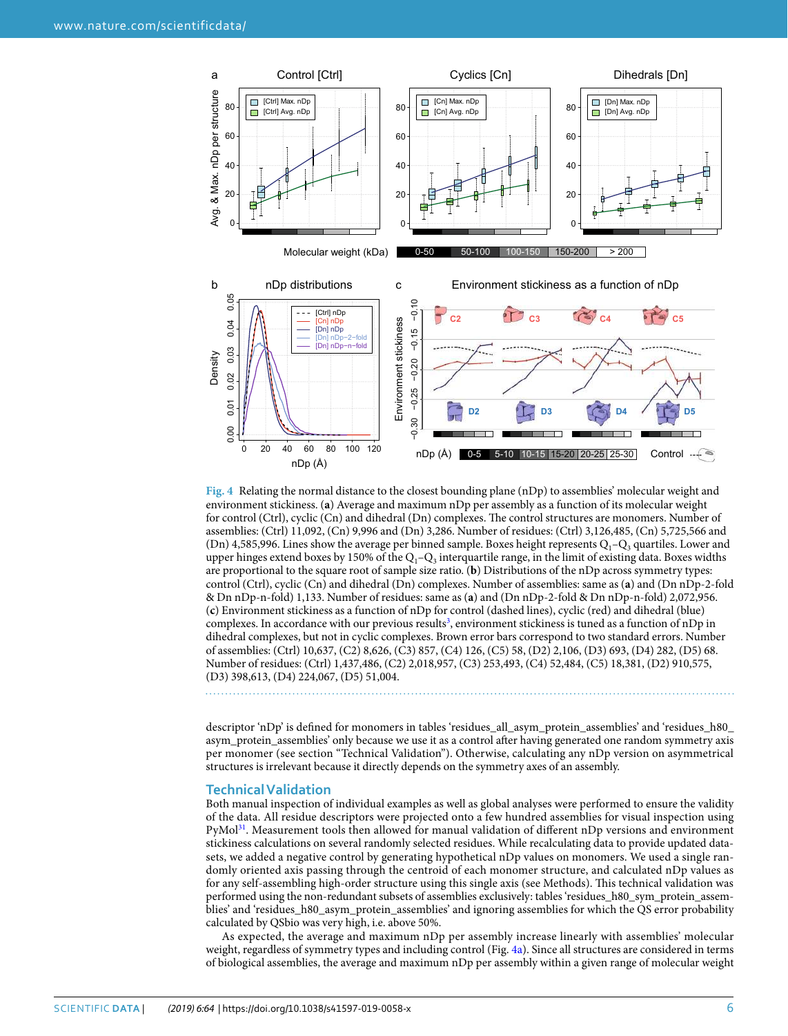**Fig. 4** Relating the normal distance to the closest bounding plane (nDp) to assemblies' molecular weight and environment stickiness. (**a**) Average and maximum nDp per assembly as a function of its molecular weight for control (Ctrl), cyclic (Cn) and dihedral (Dn) complexes. The control structures are monomers. Number of assemblies: (Ctrl) 11,092, (Cn) 9,996 and (Dn) 3,286. Number of residues: (Ctrl) 3,126,485, (Cn) 5,725,566 and (Dn) 4,585,996. Lines show the average per binned sample. Boxes height represents $Q_1$–$Q_3$ quartiles. Lower and upper hinges extend boxes by 150% of the $Q_1$–$Q_3$ interquartile range, in the limit of existing data. Boxes widths are proportional to the square root of sample size ratio. (**b**) Distributions of the nDp across symmetry types: control (Ctrl), cyclic (Cn) and dihedral (Dn) complexes. Number of assemblies: same as (**a**) and (Dn nDp-2-fold & Dn nDp-n-fold) 1,133. Number of residues: same as (**a**) and (Dn nDp-2-fold & Dn nDp-n-fold) 2,072,956. (**c**) Environment stickiness as a function of nDp for control (dashed lines), cyclic (red) and dihedral (blue) complexes. In accordance with our previous results[3], environment stickiness is tuned as a function of nDp in dihedral complexes, but not in cyclic complexes. Brown error bars correspond to two standard errors. Number of assemblies: (Ctrl) 10,637, (C2) 8,626, (C3) 857, (C4) 126, (C5) 58, (D2) 2,106, (D3) 693, (D4) 282, (D5) 68. Number of residues: (Ctrl) 1,437,486, (C2) 2,018,957, (C3) 253,493, (C4) 52,484, (C5) 18,381, (D2) 910,575, (D3) 398,613, (D4) 224,067, (D5) 51,004.

descriptor 'nDp' is defined for monomers in tables 'residues_all_asym_protein_assemblies' and 'residues_h80_asym_protein_assemblies' only because we use it as a control after having generated one random symmetry axis per monomer (see section "Technical Validation"). Otherwise, calculating any nDp version on asymmetrical structures is irrelevant because it directly depends on the symmetry axes of an assembly.

## Technical Validation

Both manual inspection of individual examples as well as global analyses were performed to ensure the validity of the data. All residue descriptors were projected onto a few hundred assemblies for visual inspection using PyMol[31]. Measurement tools then allowed for manual validation of different nDp versions and environment stickiness calculations on several randomly selected residues. While recalculating data to provide updated datasets, we added a negative control by generating hypothetical nDp values on monomers. We used a single randomly oriented axis passing through the centroid of each monomer structure, and calculated nDp values as for any self-assembling high-order structure using this single axis (see Methods). This technical validation was performed using the non-redundant subsets of assemblies exclusively: tables 'residues_h80_sym_protein_assemblies' and 'residues_h80_asym_protein_assemblies' and ignoring assemblies for which the QS error probability calculated by QSbio was very high, i.e. above 50%.

As expected, the average and maximum nDp per assembly increase linearly with assemblies' molecular weight, regardless of symmetry types and including control (Fig. 4a). Since all structures are considered in terms of biological assemblies, the average and maximum nDp per assembly within a given range of molecular weight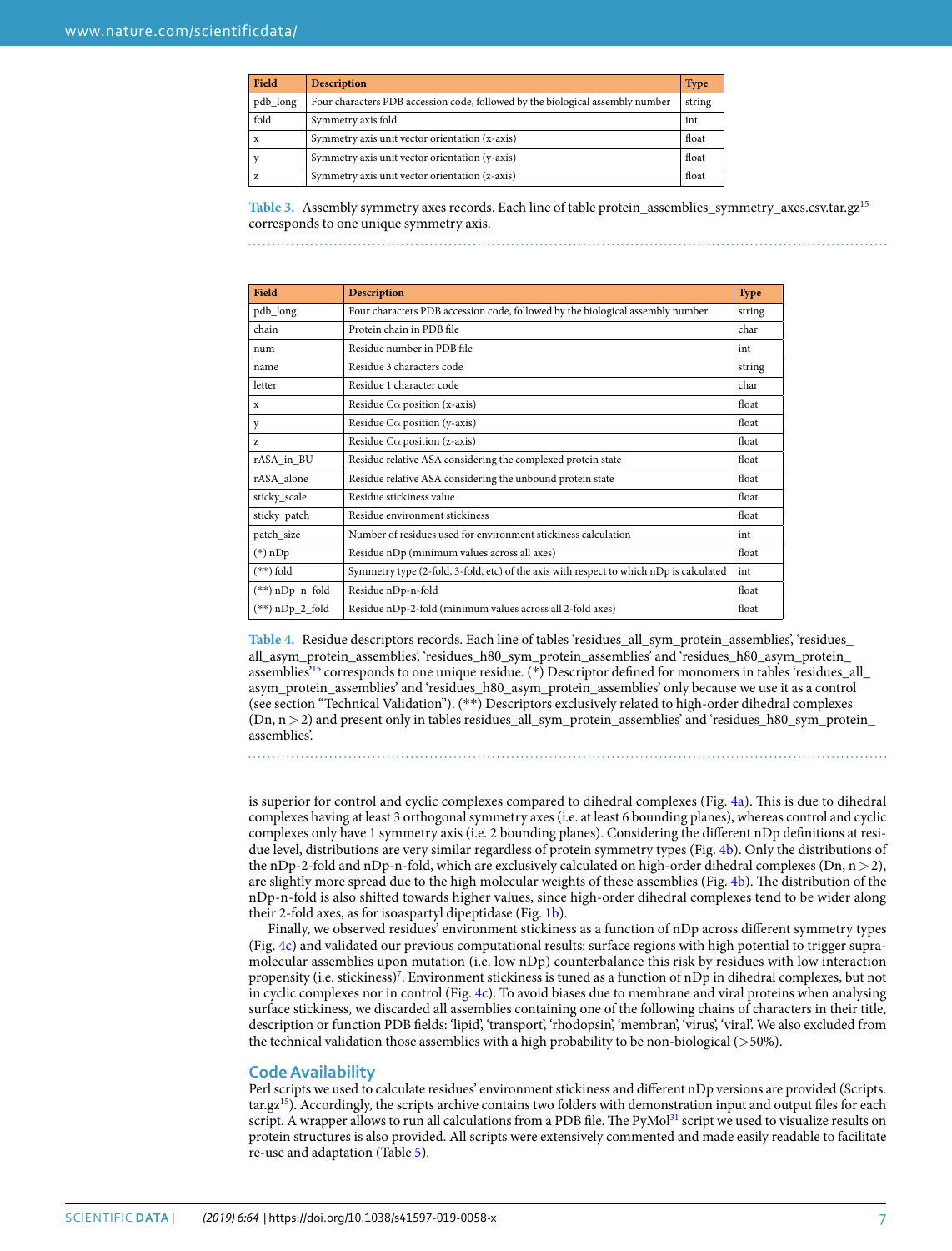| Field | Description | Type |
|---|---|---|
| pdb_long | Four characters PDB accession code, followed by the biological assembly number | string |
| fold | Symmetry axis fold | int |
| x | Symmetry axis unit vector orientation (x-axis) | float |
| y | Symmetry axis unit vector orientation (y-axis) | float |
| z | Symmetry axis unit vector orientation (z-axis) | float |

**Table 3.** Assembly symmetry axes records. Each line of table protein_assemblies_symmetry_axes.csv.tar.gz[15] corresponds to one unique symmetry axis.

| Field | Description | Type |
|---|---|---|
| pdb_long | Four characters PDB accession code, followed by the biological assembly number | string |
| chain | Protein chain in PDB file | char |
| num | Residue number in PDB file | int |
| name | Residue 3 characters code | string |
| letter | Residue 1 character code | char |
| x | Residue Cα position (x-axis) | float |
| y | Residue Cα position (y-axis) | float |
| z | Residue Cα position (z-axis) | float |
| rASA_in_BU | Residue relative ASA considering the complexed protein state | float |
| rASA_alone | Residue relative ASA considering the unbound protein state | float |
| sticky_scale | Residue stickiness value | float |
| sticky_patch | Residue environment stickiness | float |
| patch_size | Number of residues used for environment stickiness calculation | int |
| (*) nDp | Residue nDp (minimum values across all axes) | float |
| (**) fold | Symmetry type (2-fold, 3-fold, etc) of the axis with respect to which nDp is calculated | int |
| (**) nDp_n_fold | Residue nDp-n-fold | float |
| (**) nDp_2_fold | Residue nDp-2-fold (minimum values across all 2-fold axes) | float |

**Table 4.** Residue descriptors records. Each line of tables 'residues_all_sym_protein_assemblies', 'residues_all_asym_protein_assemblies', 'residues_h80_sym_protein_assemblies' and 'residues_h80_asym_protein_assemblies'[15] corresponds to one unique residue. (*) Descriptor defined for monomers in tables 'residues_all_asym_protein_assemblies' and 'residues_h80_asym_protein_assemblies' only because we use it as a control (see section "Technical Validation"). (**) Descriptors exclusively related to high-order dihedral complexes (Dn, n > 2) and present only in tables residues_all_sym_protein_assemblies' and 'residues_h80_sym_protein_assemblies'.

is superior for control and cyclic complexes compared to dihedral complexes (Fig. 4a). This is due to dihedral complexes having at least 3 orthogonal symmetry axes (i.e. at least 6 bounding planes), whereas control and cyclic complexes only have 1 symmetry axis (i.e. 2 bounding planes). Considering the different nDp definitions at residue level, distributions are very similar regardless of protein symmetry types (Fig. 4b). Only the distributions of the nDp-2-fold and nDp-n-fold, which are exclusively calculated on high-order dihedral complexes (Dn, n > 2), are slightly more spread due to the high molecular weights of these assemblies (Fig. 4b). The distribution of the nDp-n-fold is also shifted towards higher values, since high-order dihedral complexes tend to be wider along their 2-fold axes, as for isoaspartyl dipeptidase (Fig. 1b).

Finally, we observed residues' environment stickiness as a function of nDp across different symmetry types (Fig. 4c) and validated our previous computational results: surface regions with high potential to trigger supramolecular assemblies upon mutation (i.e. low nDp) counterbalance this risk by residues with low interaction propensity (i.e. stickiness)[7]. Environment stickiness is tuned as a function of nDp in dihedral complexes, but not in cyclic complexes nor in control (Fig. 4c). To avoid biases due to membrane and viral proteins when analysing surface stickiness, we discarded all assemblies containing one of the following chains of characters in their title, description or function PDB fields: 'lipid', 'transport', 'rhodopsin', 'membran', 'virus', 'viral'. We also excluded from the technical validation those assemblies with a high probability to be non-biological (>50%).

## Code Availability

Perl scripts we used to calculate residues' environment stickiness and different nDp versions are provided (Scripts.tar.gz[15]). Accordingly, the scripts archive contains two folders with demonstration input and output files for each script. A wrapper allows to run all calculations from a PDB file. The PyMol[31] script we used to visualize results on protein structures is also provided. All scripts were extensively commented and made easily readable to facilitate re-use and adaptation (Table 5).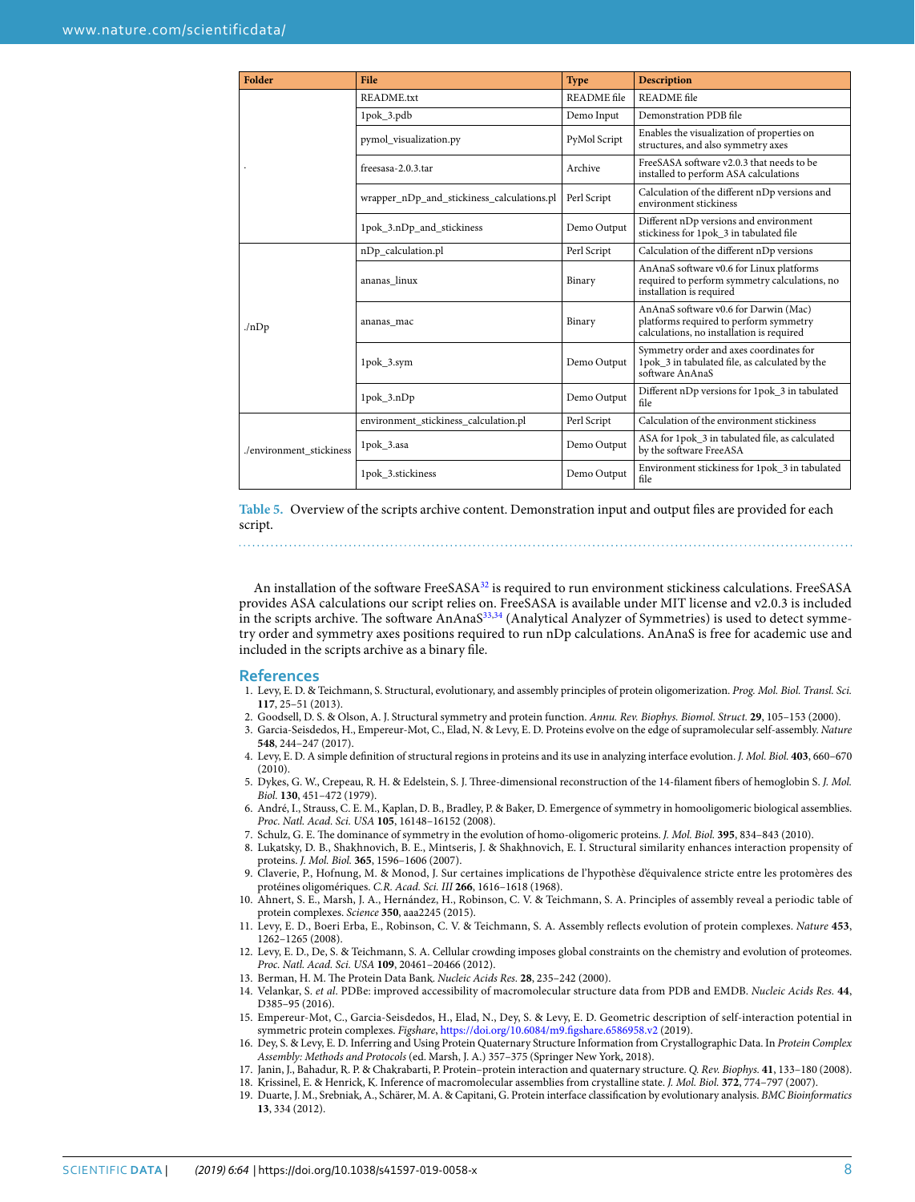| Folder | File | Type | Description |
| --- | --- | --- | --- |
| . | README.txt | README file | README file |
| | 1pok_3.pdb | Demo Input | Demonstration PDB file |
| | pymol_visualization.py | PyMol Script | Enables the visualization of properties on structures, and also symmetry axes |
| | freesasa-2.0.3.tar | Archive | FreeSASA software v2.0.3 that needs to be installed to perform ASA calculations |
| | wrapper_nDp_and_stickiness_calculations.pl | Perl Script | Calculation of the different nDp versions and environment stickiness |
| | 1pok_3.nDp_and_stickiness | Demo Output | Different nDp versions and environment stickiness for 1pok_3 in tabulated file |
| ./nDp | nDp_calculation.pl | Perl Script | Calculation of the different nDp versions |
| | ananas_linux | Binary | AnAnaS software v0.6 for Linux platforms required to perform symmetry calculations, no installation is required |
| | ananas_mac | Binary | AnAnaS software v0.6 for Darwin (Mac) platforms required to perform symmetry calculations, no installation is required |
| | 1pok_3.sym | Demo Output | Symmetry order and axes coordinates for 1pok_3 in tabulated file, as calculated by the software AnAnaS |
| | 1pok_3.nDp | Demo Output | Different nDp versions for 1pok_3 in tabulated file |
| ./environment_stickiness | environment_stickiness_calculation.pl | Perl Script | Calculation of the environment stickiness |
| | 1pok_3.asa | Demo Output | ASA for 1pok_3 in tabulated file, as calculated by the software FreeASA |
| | 1pok_3.stickiness | Demo Output | Environment stickiness for 1pok_3 in tabulated file |

**Table 5.** Overview of the scripts archive content. Demonstration input and output files are provided for each script.

An installation of the software FreeSASA[32] is required to run environment stickiness calculations. FreeSASA provides ASA calculations our script relies on. FreeSASA is available under MIT license and v2.0.3 is included in the scripts archive. The software AnAnaS[33,34] (Analytical Analyzer of Symmetries) is used to detect symmetry order and symmetry axes positions required to run nDp calculations. AnAnaS is free for academic use and included in the scripts archive as a binary file.

## References

1. Levy, E. D. & Teichmann, S. Structural, evolutionary, and assembly principles of protein oligomerization. *Prog. Mol. Biol. Transl. Sci.* **117**, 25–51 (2013).
2. Goodsell, D. S. & Olson, A. J. Structural symmetry and protein function. *Annu. Rev. Biophys. Biomol. Struct.* **29**, 105–153 (2000).
3. Garcia-Seisdedos, H., Empereur-Mot, C., Elad, N. & Levy, E. D. Proteins evolve on the edge of supramolecular self-assembly. *Nature* **548**, 244–247 (2017).
4. Levy, E. D. A simple definition of structural regions in proteins and its use in analyzing interface evolution. *J. Mol. Biol.* **403**, 660–670 (2010).
5. Dykes, G. W., Crepeau, R. H. & Edelstein, S. J. Three-dimensional reconstruction of the 14-filament fibers of hemoglobin S. *J. Mol. Biol.* **130**, 451–472 (1979).
6. André, I., Strauss, C. E. M., Kaplan, D. B., Bradley, P. & Baker, D. Emergence of symmetry in homooligomeric biological assemblies. *Proc. Natl. Acad. Sci. USA* **105**, 16148–16152 (2008).
7. Schulz, G. E. The dominance of symmetry in the evolution of homo-oligomeric proteins. *J. Mol. Biol.* **395**, 834–843 (2010).
8. Lukatsky, D. B., Shakhnovich, B. E., Mintseris, J. & Shakhnovich, E. I. Structural similarity enhances interaction propensity of proteins. *J. Mol. Biol.* **365**, 1596–1606 (2007).
9. Claverie, P., Hofnung, M. & Monod, J. Sur certaines implications de l'hypothèse d'équivalence stricte entre les protomères des protéines oligomériques. *C.R. Acad. Sci. III* **266**, 1616–1618 (1968).
10. Ahnert, S. E., Marsh, J. A., Hernández, H., Robinson, C. V. & Teichmann, S. A. Principles of assembly reveal a periodic table of protein complexes. *Science* **350**, aaa2245 (2015).
11. Levy, E. D., Boeri Erba, E., Robinson, C. V. & Teichmann, S. A. Assembly reflects evolution of protein complexes. *Nature* **453**, 1262–1265 (2008).
12. Levy, E. D., De, S. & Teichmann, S. A. Cellular crowding imposes global constraints on the chemistry and evolution of proteomes. *Proc. Natl. Acad. Sci. USA* **109**, 20461–20466 (2012).
13. Berman, H. M. The Protein Data Bank. *Nucleic Acids Res.* **28**, 235–242 (2000).
14. Velankar, S. *et al*. PDBe: improved accessibility of macromolecular structure data from PDB and EMDB. *Nucleic Acids Res.* **44**, D385–95 (2016).
15. Empereur-Mot, C., Garcia-Seisdedos, H., Elad, N., Dey, S. & Levy, E. D. Geometric description of self-interaction potential in symmetric protein complexes. *Figshare*, https://doi.org/10.6084/m9.figshare.6586958.v2 (2019).
16. Dey, S. & Levy, E. D. Inferring and Using Protein Quaternary Structure Information from Crystallographic Data. In *Protein Complex Assembly: Methods and Protocols* (ed. Marsh, J. A.) 357–375 (Springer New York, 2018).
17. Janin, J., Bahadur, R. P. & Chakrabarti, P. Protein–protein interaction and quaternary structure. *Q. Rev. Biophys.* **41**, 133–180 (2008).
18. Krissinel, E. & Henrick, K. Inference of macromolecular assemblies from crystalline state. *J. Mol. Biol.* **372**, 774–797 (2007).
19. Duarte, J. M., Srebniak, A., Schärer, M. A. & Capitani, G. Protein interface classification by evolutionary analysis. *BMC Bioinformatics* **13**, 334 (2012).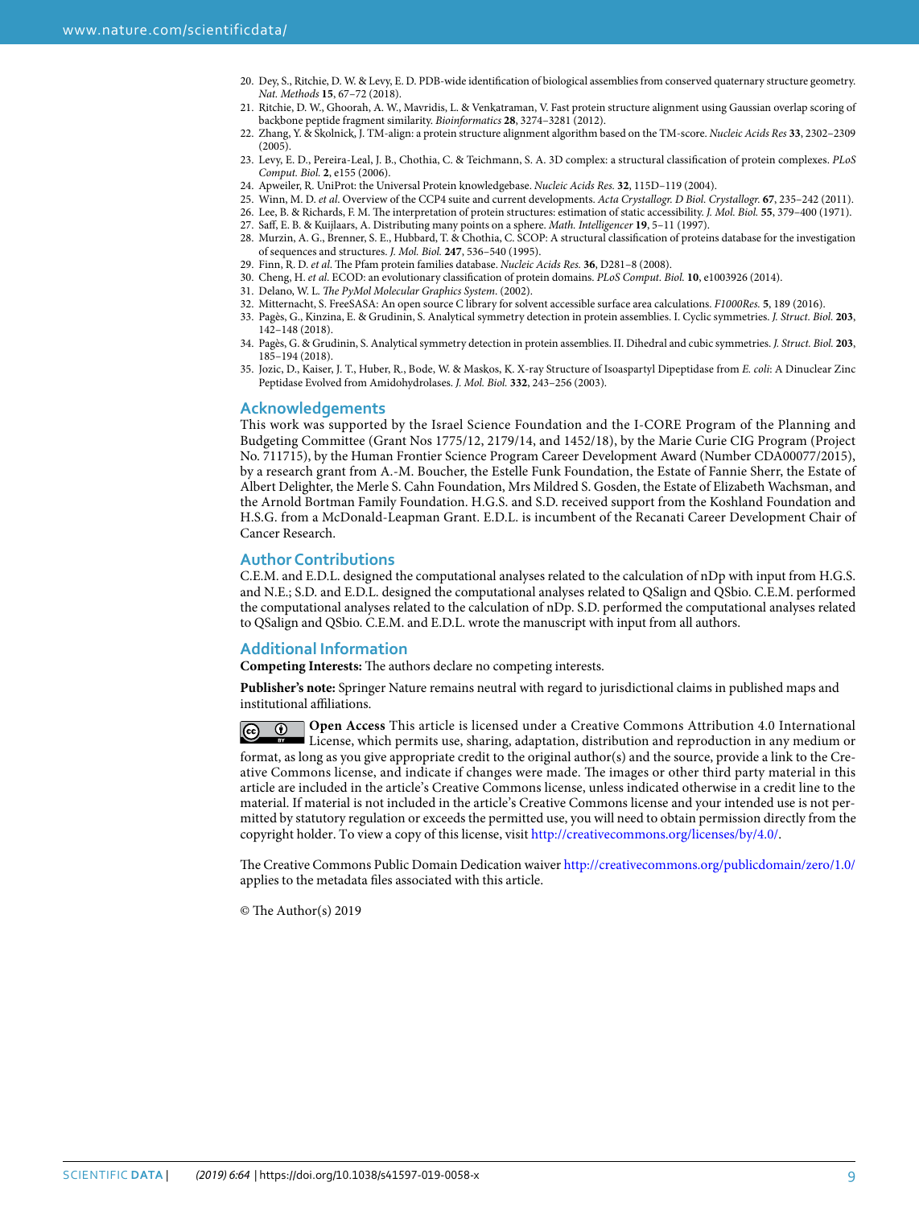20. Dey, S., Ritchie, D. W. & Levy, E. D. PDB-wide identification of biological assemblies from conserved quaternary structure geometry. *Nat. Methods* **15**, 67–72 (2018).
21. Ritchie, D. W., Ghoorah, A. W., Mavridis, L. & Venkatraman, V. Fast protein structure alignment using Gaussian overlap scoring of backbone peptide fragment similarity. *Bioinformatics* **28**, 3274–3281 (2012).
22. Zhang, Y. & Skolnick, J. TM-align: a protein structure alignment algorithm based on the TM-score. *Nucleic Acids Res* **33**, 2302–2309 (2005).
23. Levy, E. D., Pereira-Leal, J. B., Chothia, C. & Teichmann, S. A. 3D complex: a structural classification of protein complexes. *PLoS Comput. Biol.* **2**, e155 (2006).
24. Apweiler, R. UniProt: the Universal Protein knowledgebase. *Nucleic Acids Res.* **32**, 115D–119 (2004).
25. Winn, M. D. *et al.* Overview of the CCP4 suite and current developments. *Acta Crystallogr. D Biol. Crystallogr.* **67**, 235–242 (2011).
26. Lee, B. & Richards, F. M. The interpretation of protein structures: estimation of static accessibility. *J. Mol. Biol.* **55**, 379–400 (1971).
27. Saff, E. B. & Kuijlaars, A. Distributing many points on a sphere. *Math. Intelligencer* **19**, 5–11 (1997).
28. Murzin, A. G., Brenner, S. E., Hubbard, T. & Chothia, C. SCOP: A structural classification of proteins database for the investigation of sequences and structures. *J. Mol. Biol.* **247**, 536–540 (1995).
29. Finn, R. D. *et al.* The Pfam protein families database. *Nucleic Acids Res.* **36**, D281–8 (2008).
30. Cheng, H. *et al.* ECOD: an evolutionary classification of protein domains. *PLoS Comput. Biol.* **10**, e1003926 (2014).
31. Delano, W. L. *The PyMol Molecular Graphics System*. (2002).
32. Mitternacht, S. FreeSASA: An open source C library for solvent accessible surface area calculations. *F1000Res.* **5**, 189 (2016).
33. Pagès, G., Kinzina, E. & Grudinin, S. Analytical symmetry detection in protein assemblies. I. Cyclic symmetries. *J. Struct. Biol.* **203**, 142–148 (2018).
34. Pagès, G. & Grudinin, S. Analytical symmetry detection in protein assemblies. II. Dihedral and cubic symmetries. *J. Struct. Biol.* **203**, 185–194 (2018).
35. Jozic, D., Kaiser, J. T., Huber, R., Bode, W. & Maskos, K. X-ray Structure of Isoaspartyl Dipeptidase from *E. coli*: A Dinuclear Zinc Peptidase Evolved from Amidohydrolases. *J. Mol. Biol.* **332**, 243–256 (2003).

## Acknowledgements

This work was supported by the Israel Science Foundation and the I-CORE Program of the Planning and Budgeting Committee (Grant Nos 1775/12, 2179/14, and 1452/18), by the Marie Curie CIG Program (Project No. 711715), by the Human Frontier Science Program Career Development Award (Number CDA00077/2015), by a research grant from A.-M. Boucher, the Estelle Funk Foundation, the Estate of Fannie Sherr, the Estate of Albert Delighter, the Merle S. Cahn Foundation, Mrs Mildred S. Gosden, the Estate of Elizabeth Wachsman, and the Arnold Bortman Family Foundation. H.G.S. and S.D. received support from the Koshland Foundation and H.S.G. from a McDonald-Leapman Grant. E.D.L. is incumbent of the Recanati Career Development Chair of Cancer Research.

## Author Contributions

C.E.M. and E.D.L. designed the computational analyses related to the calculation of nDp with input from H.G.S. and N.E.; S.D. and E.D.L. designed the computational analyses related to QSalign and QSbio. C.E.M. performed the computational analyses related to the calculation of nDp. S.D. performed the computational analyses related to QSalign and QSbio. C.E.M. and E.D.L. wrote the manuscript with input from all authors.

## Additional Information

**Competing Interests:** The authors declare no competing interests.

**Publisher's note:** Springer Nature remains neutral with regard to jurisdictional claims in published maps and institutional affiliations.

**Open Access** This article is licensed under a Creative Commons Attribution 4.0 International License, which permits use, sharing, adaptation, distribution and reproduction in any medium or format, as long as you give appropriate credit to the original author(s) and the source, provide a link to the Creative Commons license, and indicate if changes were made. The images or other third party material in this article are included in the article's Creative Commons license, unless indicated otherwise in a credit line to the material. If material is not included in the article's Creative Commons license and your intended use is not permitted by statutory regulation or exceeds the permitted use, you will need to obtain permission directly from the copyright holder. To view a copy of this license, visit http://creativecommons.org/licenses/by/4.0/.

The Creative Commons Public Domain Dedication waiver http://creativecommons.org/publicdomain/zero/1.0/ applies to the metadata files associated with this article.

© The Author(s) 2019